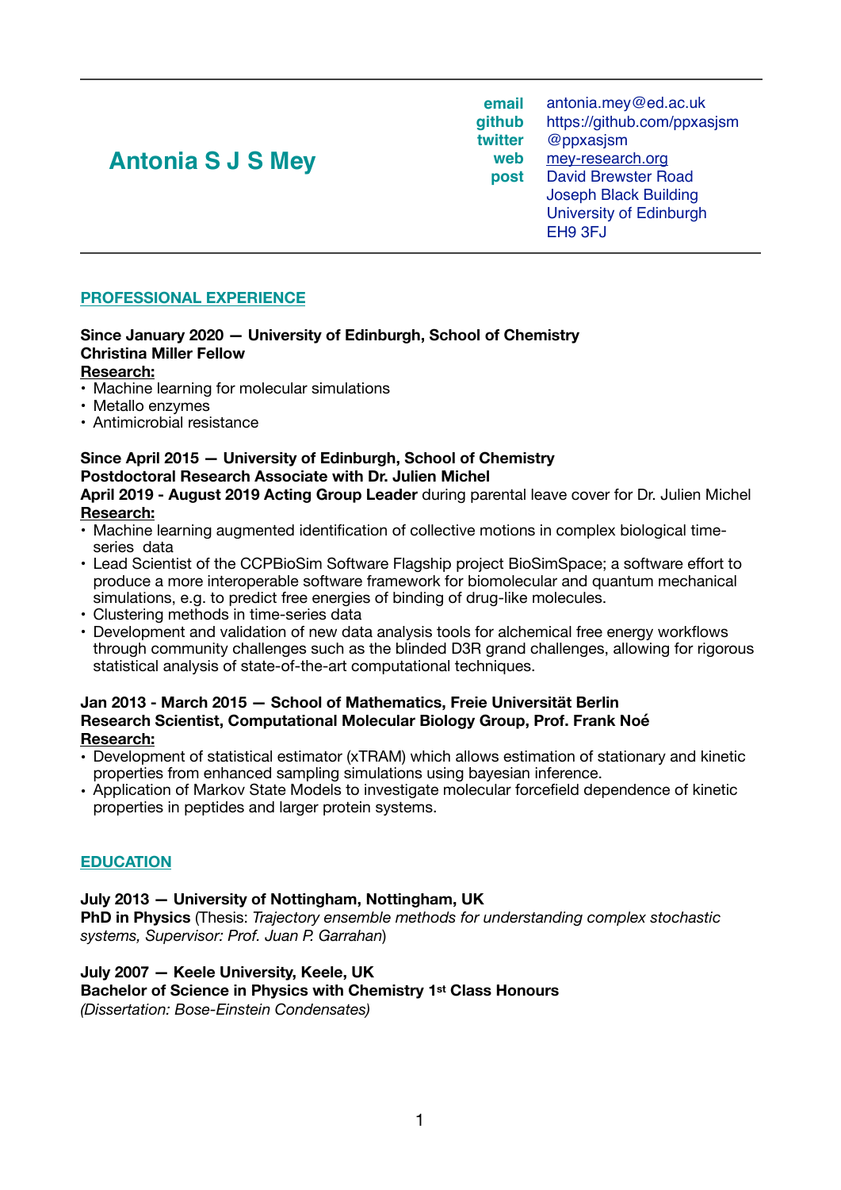# Antonia S J S Mey

**email** antonia.mey@ed.ac.uk
**github** https://github.com/ppxasjsm
**twitter** @ppxasjsm
**web** mey-research.org
**post** David Brewster Road
Joseph Black Building
University of Edinburgh
EH9 3FJ

---

## PROFESSIONAL EXPERIENCE

**Since January 2020 — University of Edinburgh, School of Chemistry**
**Christina Miller Fellow**
**Research:**
- Machine learning for molecular simulations
- Metallo enzymes
- Antimicrobial resistance

**Since April 2015 — University of Edinburgh, School of Chemistry**
**Postdoctoral Research Associate with Dr. Julien Michel**
**April 2019 - August 2019 Acting Group Leader** during parental leave cover for Dr. Julien Michel
**Research:**
- Machine learning augmented identification of collective motions in complex biological time-series data
- Lead Scientist of the CCPBioSim Software Flagship project BioSimSpace; a software effort to produce a more interoperable software framework for biomolecular and quantum mechanical simulations, e.g. to predict free energies of binding of drug-like molecules.
- Clustering methods in time-series data
- Development and validation of new data analysis tools for alchemical free energy workflows through community challenges such as the blinded D3R grand challenges, allowing for rigorous statistical analysis of state-of-the-art computational techniques.

**Jan 2013 - March 2015 — School of Mathematics, Freie Universität Berlin**
**Research Scientist, Computational Molecular Biology Group, Prof. Frank Noé**
**Research:**
- Development of statistical estimator (xTRAM) which allows estimation of stationary and kinetic properties from enhanced sampling simulations using bayesian inference.
- Application of Markov State Models to investigate molecular forcefield dependence of kinetic properties in peptides and larger protein systems.

## EDUCATION

**July 2013 — University of Nottingham, Nottingham, UK**
**PhD in Physics** (Thesis: *Trajectory ensemble methods for understanding complex stochastic systems, Supervisor: Prof. Juan P. Garrahan*)

**July 2007 — Keele University, Keele, UK**
**Bachelor of Science in Physics with Chemistry 1st Class Honours**
*(Dissertation: Bose-Einstein Condensates)*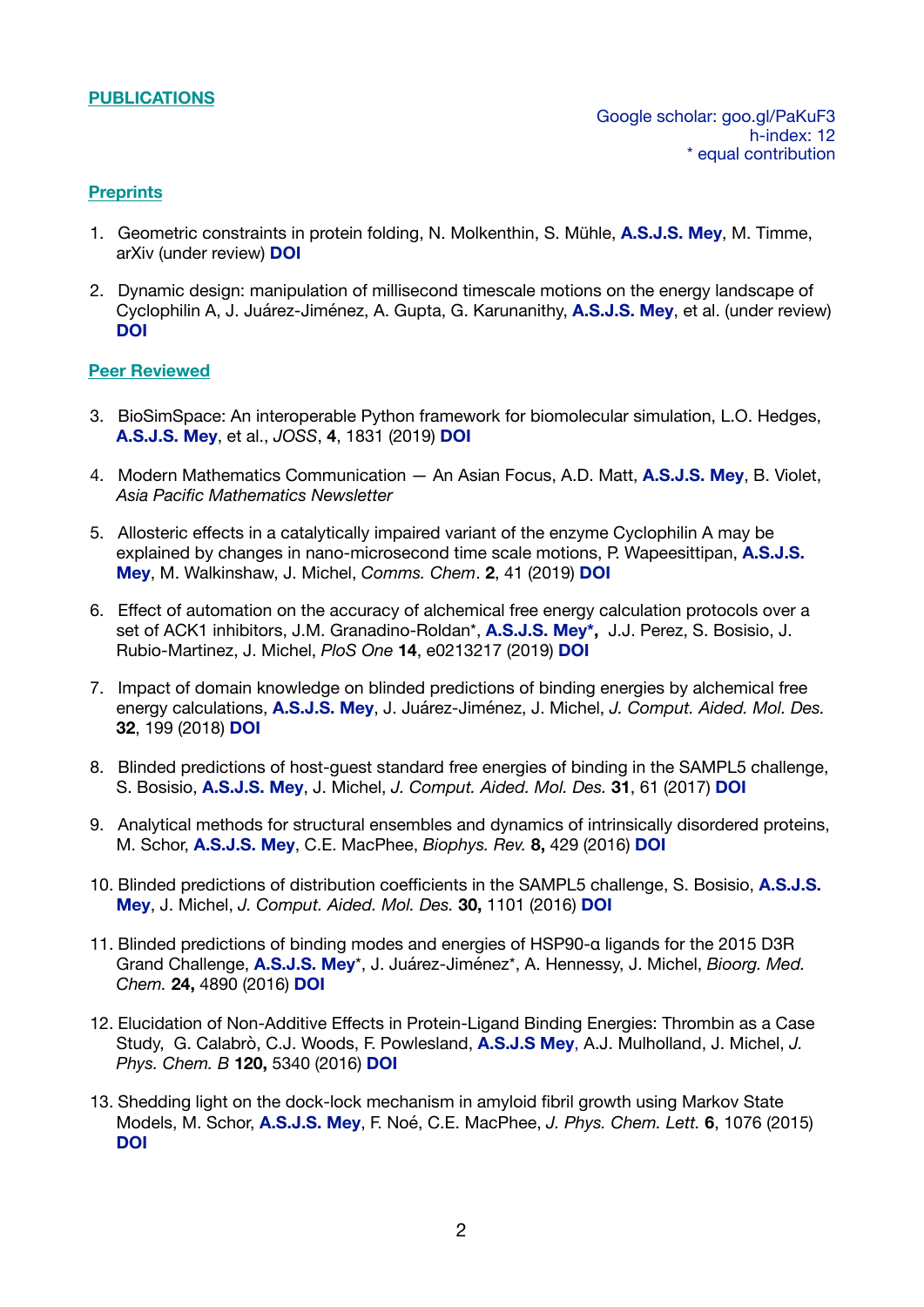## PUBLICATIONS

Google scholar: goo.gl/PaKuF3
h-index: 12
* equal contribution

### Preprints

1. Geometric constraints in protein folding, N. Molkenthin, S. Mühle, **A.S.J.S. Mey**, M. Timme, arXiv (under review) **DOI**

2. Dynamic design: manipulation of millisecond timescale motions on the energy landscape of Cyclophilin A, J. Juárez-Jiménez, A. Gupta, G. Karunanithy, **A.S.J.S. Mey**, et al. (under review) **DOI**

### Peer Reviewed

3. BioSimSpace: An interoperable Python framework for biomolecular simulation, L.O. Hedges, **A.S.J.S. Mey**, et al., *JOSS*, **4**, 1831 (2019) **DOI**

4. Modern Mathematics Communication — An Asian Focus, A.D. Matt, **A.S.J.S. Mey**, B. Violet, *Asia Pacific Mathematics Newsletter*

5. Allosteric effects in a catalytically impaired variant of the enzyme Cyclophilin A may be explained by changes in nano-microsecond time scale motions, P. Wapeesittipan, **A.S.J.S. Mey**, M. Walkinshaw, J. Michel, *Comms. Chem*. **2**, 41 (2019) **DOI**

6. Effect of automation on the accuracy of alchemical free energy calculation protocols over a set of ACK1 inhibitors, J.M. Granadino-Roldan*, **A.S.J.S. Mey***, J.J. Perez, S. Bosisio, J. Rubio-Martinez, J. Michel, *PloS One* **14**, e0213217 (2019) **DOI**

7. Impact of domain knowledge on blinded predictions of binding energies by alchemical free energy calculations, **A.S.J.S. Mey**, J. Juárez-Jiménez, J. Michel, *J. Comput. Aided. Mol. Des.* **32**, 199 (2018) **DOI**

8. Blinded predictions of host-guest standard free energies of binding in the SAMPL5 challenge, S. Bosisio, **A.S.J.S. Mey**, J. Michel, *J. Comput. Aided. Mol. Des.* **31**, 61 (2017) **DOI**

9. Analytical methods for structural ensembles and dynamics of intrinsically disordered proteins, M. Schor, **A.S.J.S. Mey**, C.E. MacPhee, *Biophys. Rev.* **8,** 429 (2016) **DOI**

10. Blinded predictions of distribution coefficients in the SAMPL5 challenge, S. Bosisio, **A.S.J.S. Mey**, J. Michel, *J. Comput. Aided. Mol. Des.* **30,** 1101 (2016) **DOI**

11. Blinded predictions of binding modes and energies of HSP90-α ligands for the 2015 D3R Grand Challenge, **A.S.J.S. Mey***, J. Juárez-Jiménez*, A. Hennessy, J. Michel, *Bioorg. Med. Chem.* **24,** 4890 (2016) **DOI**

12. Elucidation of Non-Additive Effects in Protein-Ligand Binding Energies: Thrombin as a Case Study, G. Calabrò, C.J. Woods, F. Powlesland, **A.S.J.S Mey**, A.J. Mulholland, J. Michel, *J. Phys. Chem. B* **120,** 5340 (2016) **DOI**

13. Shedding light on the dock-lock mechanism in amyloid fibril growth using Markov State Models, M. Schor, **A.S.J.S. Mey**, F. Noé, C.E. MacPhee, *J. Phys. Chem. Lett.* **6**, 1076 (2015) **DOI**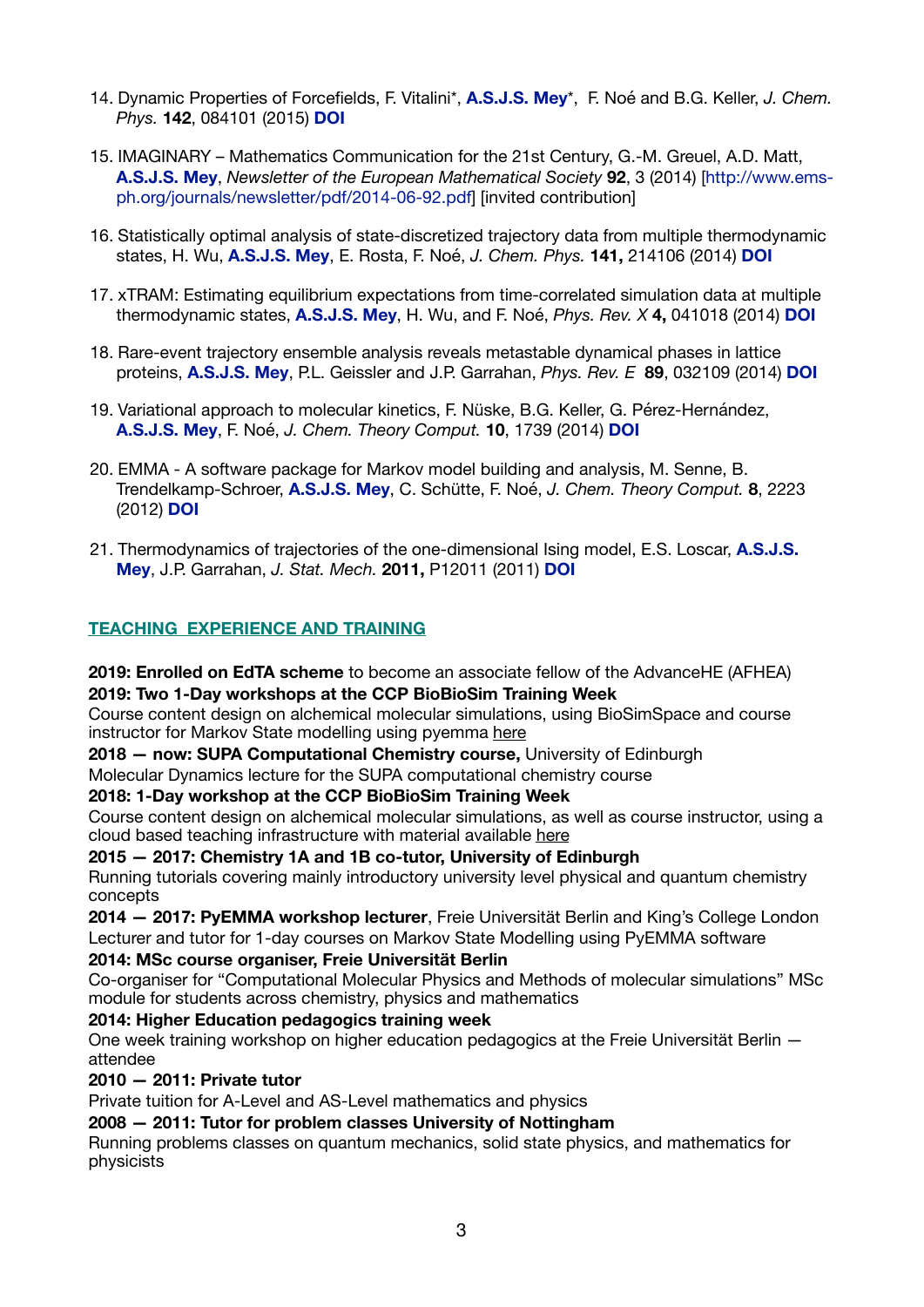14. Dynamic Properties of Forcefields, F. Vitalini*, **A.S.J.S. Mey***, F. Noé and B.G. Keller, *J. Chem. Phys.* **142**, 084101 (2015) **DOI**

15. IMAGINARY – Mathematics Communication for the 21st Century, G.-M. Greuel, A.D. Matt, **A.S.J.S. Mey**, *Newsletter of the European Mathematical Society* **92**, 3 (2014) [http://www.ems-ph.org/journals/newsletter/pdf/2014-06-92.pdf] [invited contribution]

16. Statistically optimal analysis of state-discretized trajectory data from multiple thermodynamic states, H. Wu, **A.S.J.S. Mey**, E. Rosta, F. Noé, *J. Chem. Phys.* **141,** 214106 (2014) **DOI**

17. xTRAM: Estimating equilibrium expectations from time-correlated simulation data at multiple thermodynamic states, **A.S.J.S. Mey**, H. Wu, and F. Noé, *Phys. Rev. X* **4,** 041018 (2014) **DOI**

18. Rare-event trajectory ensemble analysis reveals metastable dynamical phases in lattice proteins, **A.S.J.S. Mey**, P.L. Geissler and J.P. Garrahan, *Phys. Rev. E* **89**, 032109 (2014) **DOI**

19. Variational approach to molecular kinetics, F. Nüske, B.G. Keller, G. Pérez-Hernández, **A.S.J.S. Mey**, F. Noé, *J. Chem. Theory Comput.* **10**, 1739 (2014) **DOI**

20. EMMA - A software package for Markov model building and analysis, M. Senne, B. Trendelkamp-Schroer, **A.S.J.S. Mey**, C. Schütte, F. Noé, *J. Chem. Theory Comput.* **8**, 2223 (2012) **DOI**

21. Thermodynamics of trajectories of the one-dimensional Ising model, E.S. Loscar, **A.S.J.S. Mey**, J.P. Garrahan, *J. Stat. Mech.* **2011,** P12011 (2011) **DOI**

## TEACHING EXPERIENCE AND TRAINING

**2019: Enrolled on EdTA scheme** to become an associate fellow of the AdvanceHE (AFHEA)

**2019: Two 1-Day workshops at the CCP BioBioSim Training Week**
Course content design on alchemical molecular simulations, using BioSimSpace and course instructor for Markov State modelling using pyemma here

**2018 — now: SUPA Computational Chemistry course,** University of Edinburgh
Molecular Dynamics lecture for the SUPA computational chemistry course

**2018: 1-Day workshop at the CCP BioBioSim Training Week**
Course content design on alchemical molecular simulations, as well as course instructor, using a cloud based teaching infrastructure with material available here

**2015 — 2017: Chemistry 1A and 1B co-tutor, University of Edinburgh**
Running tutorials covering mainly introductory university level physical and quantum chemistry concepts

**2014 — 2017: PyEMMA workshop lecturer**, Freie Universität Berlin and King's College London
Lecturer and tutor for 1-day courses on Markov State Modelling using PyEMMA software

**2014: MSc course organiser, Freie Universität Berlin**
Co-organiser for "Computational Molecular Physics and Methods of molecular simulations" MSc module for students across chemistry, physics and mathematics

**2014: Higher Education pedagogics training week**
One week training workshop on higher education pedagogics at the Freie Universität Berlin — attendee

**2010 — 2011: Private tutor**
Private tuition for A-Level and AS-Level mathematics and physics

**2008 — 2011: Tutor for problem classes University of Nottingham**
Running problems classes on quantum mechanics, solid state physics, and mathematics for physicists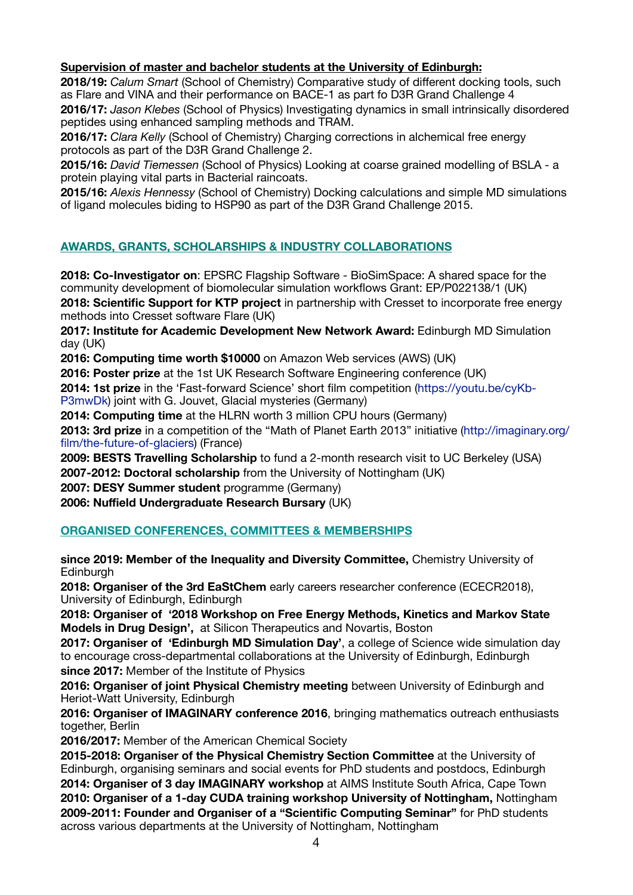**Supervision of master and bachelor students at the University of Edinburgh:**

**2018/19:** *Calum Smart* (School of Chemistry) Comparative study of different docking tools, such as Flare and VINA and their performance on BACE-1 as part fo D3R Grand Challenge 4

**2016/17:** *Jason Klebes* (School of Physics) Investigating dynamics in small intrinsically disordered peptides using enhanced sampling methods and TRAM.

**2016/17:** *Clara Kelly* (School of Chemistry) Charging corrections in alchemical free energy protocols as part of the D3R Grand Challenge 2.

**2015/16:** *David Tiemessen* (School of Physics) Looking at coarse grained modelling of BSLA - a protein playing vital parts in Bacterial raincoats.

**2015/16:** *Alexis Hennessy* (School of Chemistry) Docking calculations and simple MD simulations of ligand molecules biding to HSP90 as part of the D3R Grand Challenge 2015.

## AWARDS, GRANTS, SCHOLARSHIPS & INDUSTRY COLLABORATIONS

**2018: Co-Investigator on**: EPSRC Flagship Software - BioSimSpace: A shared space for the community development of biomolecular simulation workflows Grant: EP/P022138/1 (UK)

**2018: Scientific Support for KTP project** in partnership with Cresset to incorporate free energy methods into Cresset software Flare (UK)

**2017: Institute for Academic Development New Network Award:** Edinburgh MD Simulation day (UK)

**2016: Computing time worth $10000** on Amazon Web services (AWS) (UK)

**2016: Poster prize** at the 1st UK Research Software Engineering conference (UK)

**2014: 1st prize** in the 'Fast-forward Science' short film competition (https://youtu.be/cyKb-P3mwDk) joint with G. Jouvet, Glacial mysteries (Germany)

**2014: Computing time** at the HLRN worth 3 million CPU hours (Germany)

**2013: 3rd prize** in a competition of the "Math of Planet Earth 2013" initiative (http://imaginary.org/film/the-future-of-glaciers) (France)

**2009: BESTS Travelling Scholarship** to fund a 2-month research visit to UC Berkeley (USA)

**2007-2012: Doctoral scholarship** from the University of Nottingham (UK)

**2007: DESY Summer student** programme (Germany)

**2006: Nuffield Undergraduate Research Bursary** (UK)

## ORGANISED CONFERENCES, COMMITTEES & MEMBERSHIPS

**since 2019: Member of the Inequality and Diversity Committee,** Chemistry University of Edinburgh

**2018: Organiser of the 3rd EaStChem** early careers researcher conference (ECECR2018), University of Edinburgh, Edinburgh

**2018: Organiser of '2018 Workshop on Free Energy Methods, Kinetics and Markov State Models in Drug Design',** at Silicon Therapeutics and Novartis, Boston

**2017: Organiser of 'Edinburgh MD Simulation Day'**, a college of Science wide simulation day to encourage cross-departmental collaborations at the University of Edinburgh, Edinburgh

**since 2017:** Member of the Institute of Physics

**2016: Organiser of joint Physical Chemistry meeting** between University of Edinburgh and Heriot-Watt University, Edinburgh

**2016: Organiser of IMAGINARY conference 2016**, bringing mathematics outreach enthusiasts together, Berlin

**2016/2017:** Member of the American Chemical Society

**2015-2018: Organiser of the Physical Chemistry Section Committee** at the University of Edinburgh, organising seminars and social events for PhD students and postdocs, Edinburgh

**2014: Organiser of 3 day IMAGINARY workshop** at AIMS Institute South Africa, Cape Town

**2010: Organiser of a 1-day CUDA training workshop University of Nottingham,** Nottingham

**2009-2011: Founder and Organiser of a "Scientific Computing Seminar"** for PhD students across various departments at the University of Nottingham, Nottingham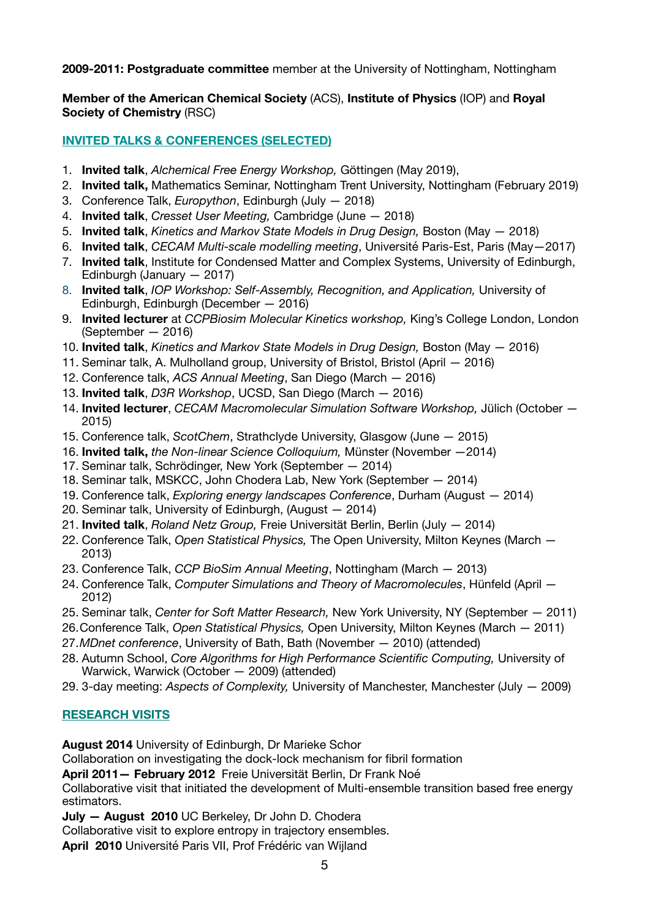**2009-2011: Postgraduate committee** member at the University of Nottingham, Nottingham

**Member of the American Chemical Society** (ACS), **Institute of Physics** (IOP) and **Royal Society of Chemistry** (RSC)

## INVITED TALKS & CONFERENCES (SELECTED)

1. **Invited talk**, *Alchemical Free Energy Workshop,* Göttingen (May 2019),
2. **Invited talk,** Mathematics Seminar, Nottingham Trent University, Nottingham (February 2019)
3. Conference Talk, *Europython*, Edinburgh (July — 2018)
4. **Invited talk**, *Cresset User Meeting,* Cambridge (June — 2018)
5. **Invited talk**, *Kinetics and Markov State Models in Drug Design,* Boston (May — 2018)
6. **Invited talk**, *CECAM Multi-scale modelling meeting*, Université Paris-Est, Paris (May—2017)
7. **Invited talk**, Institute for Condensed Matter and Complex Systems, University of Edinburgh, Edinburgh (January — 2017)
8. **Invited talk**, *IOP Workshop: Self-Assembly, Recognition, and Application,* University of Edinburgh, Edinburgh (December — 2016)
9. **Invited lecturer** at *CCPBiosim Molecular Kinetics workshop,* King's College London, London (September — 2016)
10. **Invited talk**, *Kinetics and Markov State Models in Drug Design,* Boston (May — 2016)
11. Seminar talk, A. Mulholland group, University of Bristol, Bristol (April — 2016)
12. Conference talk, *ACS Annual Meeting*, San Diego (March — 2016)
13. **Invited talk**, *D3R Workshop*, UCSD, San Diego (March — 2016)
14. **Invited lecturer**, *CECAM Macromolecular Simulation Software Workshop,* Jülich (October — 2015)
15. Conference talk, *ScotChem*, Strathclyde University, Glasgow (June — 2015)
16. **Invited talk,** *the Non-linear Science Colloquium,* Münster (November —2014)
17. Seminar talk, Schrödinger, New York (September — 2014)
18. Seminar talk, MSKCC, John Chodera Lab, New York (September — 2014)
19. Conference talk, *Exploring energy landscapes Conference*, Durham (August — 2014)
20. Seminar talk, University of Edinburgh, (August — 2014)
21. **Invited talk**, *Roland Netz Group,* Freie Universität Berlin, Berlin (July — 2014)
22. Conference Talk, *Open Statistical Physics,* The Open University, Milton Keynes (March — 2013)
23. Conference Talk, *CCP BioSim Annual Meeting*, Nottingham (March — 2013)
24. Conference Talk, *Computer Simulations and Theory of Macromolecules*, Hünfeld (April — 2012)
25. Seminar talk, *Center for Soft Matter Research,* New York University, NY (September — 2011)
26. Conference Talk, *Open Statistical Physics,* Open University, Milton Keynes (March — 2011)
27. *MDnet conference*, University of Bath, Bath (November — 2010) (attended)
28. Autumn School, *Core Algorithms for High Performance Scientific Computing,* University of Warwick, Warwick (October — 2009) (attended)
29. 3-day meeting: *Aspects of Complexity,* University of Manchester, Manchester (July — 2009)

## RESEARCH VISITS

**August 2014** University of Edinburgh, Dr Marieke Schor
Collaboration on investigating the dock-lock mechanism for fibril formation
**April 2011— February 2012** Freie Universität Berlin, Dr Frank Noé
Collaborative visit that initiated the development of Multi-ensemble transition based free energy estimators.
**July — August 2010** UC Berkeley, Dr John D. Chodera
Collaborative visit to explore entropy in trajectory ensembles.
**April 2010** Université Paris VII, Prof Frédéric van Wijland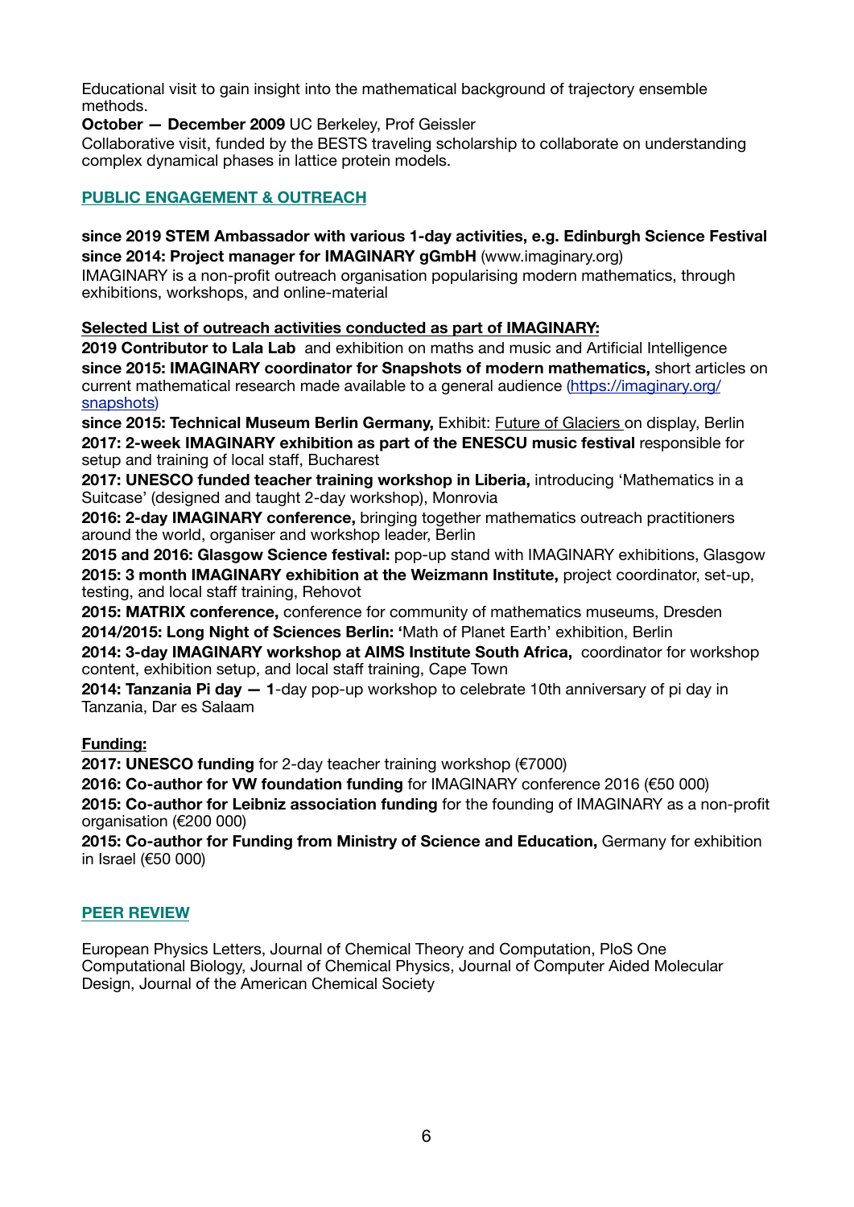Educational visit to gain insight into the mathematical background of trajectory ensemble methods.

**October — December 2009** UC Berkeley, Prof Geissler

Collaborative visit, funded by the BESTS traveling scholarship to collaborate on understanding complex dynamical phases in lattice protein models.

## PUBLIC ENGAGEMENT & OUTREACH

**since 2019 STEM Ambassador with various 1-day activities, e.g. Edinburgh Science Festival**

**since 2014: Project manager for IMAGINARY gGmbH** (www.imaginary.org)

IMAGINARY is a non-profit outreach organisation popularising modern mathematics, through exhibitions, workshops, and online-material

**Selected List of outreach activities conducted as part of IMAGINARY:**

**2019 Contributor to Lala Lab** and exhibition on maths and music and Artificial Intelligence

**since 2015: IMAGINARY coordinator for Snapshots of modern mathematics,** short articles on current mathematical research made available to a general audience (https://imaginary.org/snapshots)

**since 2015: Technical Museum Berlin Germany,** Exhibit: Future of Glaciers on display, Berlin

**2017: 2-week IMAGINARY exhibition as part of the ENESCU music festival** responsible for setup and training of local staff, Bucharest

**2017: UNESCO funded teacher training workshop in Liberia,** introducing 'Mathematics in a Suitcase' (designed and taught 2-day workshop), Monrovia

**2016: 2-day IMAGINARY conference,** bringing together mathematics outreach practitioners around the world, organiser and workshop leader, Berlin

**2015 and 2016: Glasgow Science festival:** pop-up stand with IMAGINARY exhibitions, Glasgow

**2015: 3 month IMAGINARY exhibition at the Weizmann Institute,** project coordinator, set-up, testing, and local staff training, Rehovot

**2015: MATRIX conference,** conference for community of mathematics museums, Dresden

**2014/2015: Long Night of Sciences Berlin: '**Math of Planet Earth' exhibition, Berlin

**2014: 3-day IMAGINARY workshop at AIMS Institute South Africa,** coordinator for workshop content, exhibition setup, and local staff training, Cape Town

**2014: Tanzania Pi day — 1**-day pop-up workshop to celebrate 10th anniversary of pi day in Tanzania, Dar es Salaam

**Funding:**

**2017: UNESCO funding** for 2-day teacher training workshop (€7000)

**2016: Co-author for VW foundation funding** for IMAGINARY conference 2016 (€50 000)

**2015: Co-author for Leibniz association funding** for the founding of IMAGINARY as a non-profit organisation (€200 000)

**2015: Co-author for Funding from Ministry of Science and Education,** Germany for exhibition in Israel (€50 000)

## PEER REVIEW

European Physics Letters, Journal of Chemical Theory and Computation, PloS One Computational Biology, Journal of Chemical Physics, Journal of Computer Aided Molecular Design, Journal of the American Chemical Society